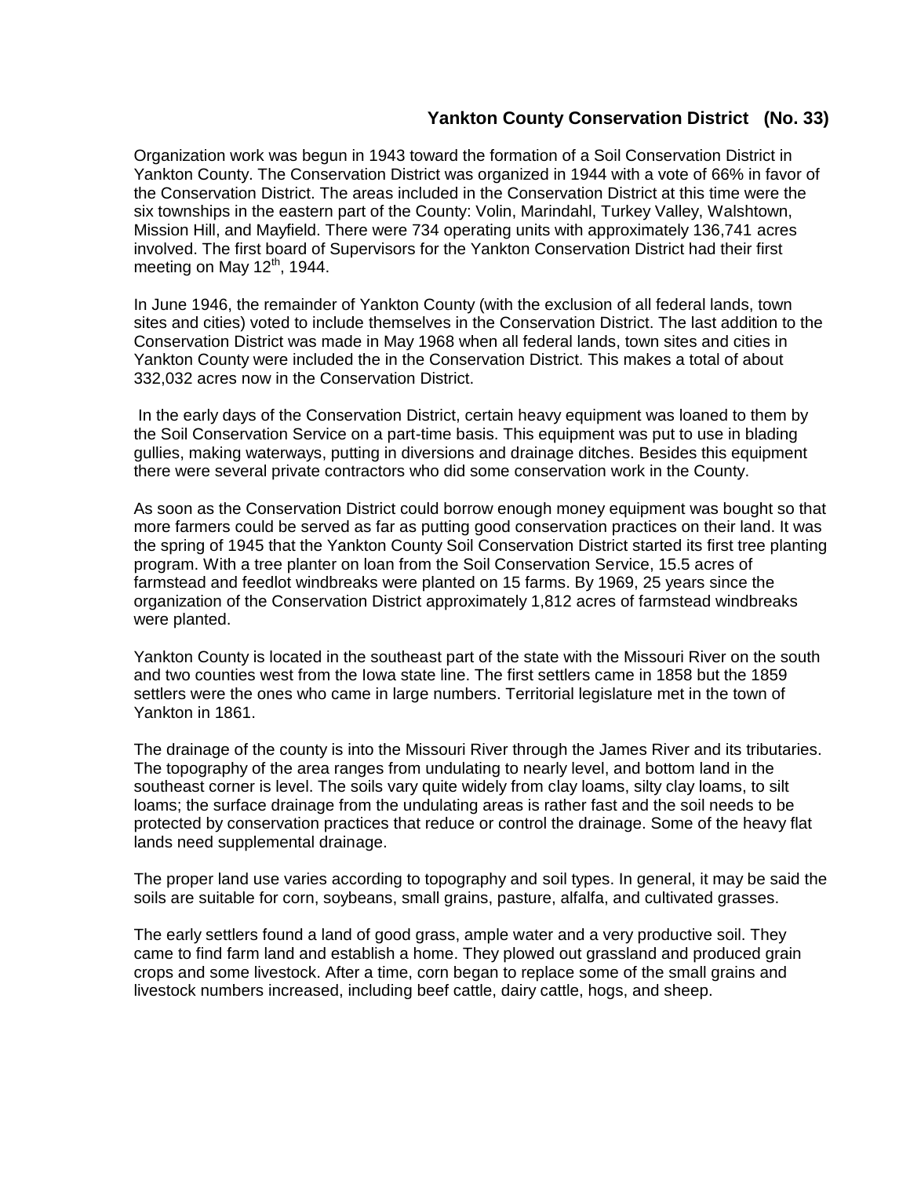## Yankton County Conservation District (No. 33)

Organization work was begun in 1943 toward the formation of a Soil Conservation District in Yankton County. The Conservation District was organized in 1944 with a vote of 66% in favor of the Conservation District. The areas included in the Conservation District at this time were the six townships in the eastern part of the County: Volin, Marindahl, Turkey Valley, Walshtown, Mission Hill, and Mayfield. There were 734 operating units with approximately 136,741 acres involved. The first board of Supervisors for the Yankton Conservation District had their first meeting on May 12th, 1944.

In June 1946, the remainder of Yankton County (with the exclusion of all federal lands, town sites and cities) voted to include themselves in the Conservation District. The last addition to the Conservation District was made in May 1968 when all federal lands, town sites and cities in Yankton County were included the in the Conservation District. This makes a total of about 332,032 acres now in the Conservation District.

In the early days of the Conservation District, certain heavy equipment was loaned to them by the Soil Conservation Service on a part-time basis. This equipment was put to use in blading gullies, making waterways, putting in diversions and drainage ditches. Besides this equipment there were several private contractors who did some conservation work in the County.

As soon as the Conservation District could borrow enough money equipment was bought so that more farmers could be served as far as putting good conservation practices on their land. It was the spring of 1945 that the Yankton County Soil Conservation District started its first tree planting program. With a tree planter on loan from the Soil Conservation Service, 15.5 acres of farmstead and feedlot windbreaks were planted on 15 farms. By 1969, 25 years since the organization of the Conservation District approximately 1,812 acres of farmstead windbreaks were planted.

Yankton County is located in the southeast part of the state with the Missouri River on the south and two counties west from the Iowa state line. The first settlers came in 1858 but the 1859 settlers were the ones who came in large numbers. Territorial legislature met in the town of Yankton in 1861.

The drainage of the county is into the Missouri River through the James River and its tributaries. The topography of the area ranges from undulating to nearly level, and bottom land in the southeast corner is level. The soils vary quite widely from clay loams, silty clay loams, to silt loams; the surface drainage from the undulating areas is rather fast and the soil needs to be protected by conservation practices that reduce or control the drainage. Some of the heavy flat lands need supplemental drainage.

The proper land use varies according to topography and soil types. In general, it may be said the soils are suitable for corn, soybeans, small grains, pasture, alfalfa, and cultivated grasses.

The early settlers found a land of good grass, ample water and a very productive soil. They came to find farm land and establish a home. They plowed out grassland and produced grain crops and some livestock. After a time, corn began to replace some of the small grains and livestock numbers increased, including beef cattle, dairy cattle, hogs, and sheep.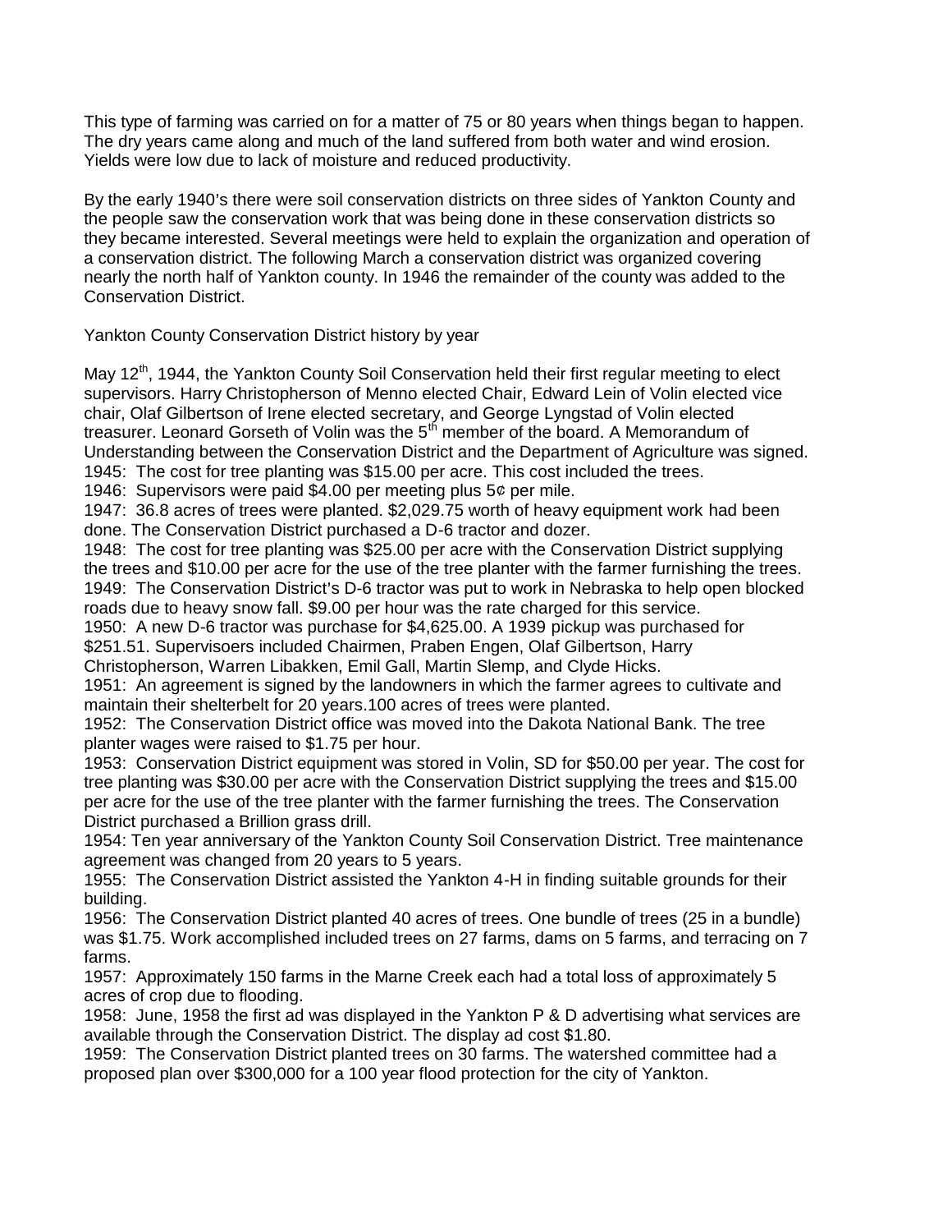This type of farming was carried on for a matter of 75 or 80 years when things began to happen. The dry years came along and much of the land suffered from both water and wind erosion. Yields were low due to lack of moisture and reduced productivity.

By the early 1940's there were soil conservation districts on three sides of Yankton County and the people saw the conservation work that was being done in these conservation districts so they became interested. Several meetings were held to explain the organization and operation of a conservation district. The following March a conservation district was organized covering nearly the north half of Yankton county. In 1946 the remainder of the county was added to the Conservation District.

Yankton County Conservation District history by year

May 12th, 1944, the Yankton County Soil Conservation held their first regular meeting to elect supervisors. Harry Christopherson of Menno elected Chair, Edward Lein of Volin elected vice chair, Olaf Gilbertson of Irene elected secretary, and George Lyngstad of Volin elected treasurer. Leonard Gorseth of Volin was the 5th member of the board. A Memorandum of Understanding between the Conservation District and the Department of Agriculture was signed.
1945: The cost for tree planting was $15.00 per acre. This cost included the trees.
1946: Supervisors were paid $4.00 per meeting plus 5¢ per mile.
1947: 36.8 acres of trees were planted. $2,029.75 worth of heavy equipment work had been done. The Conservation District purchased a D-6 tractor and dozer.
1948: The cost for tree planting was $25.00 per acre with the Conservation District supplying the trees and $10.00 per acre for the use of the tree planter with the farmer furnishing the trees.
1949: The Conservation District's D-6 tractor was put to work in Nebraska to help open blocked roads due to heavy snow fall. $9.00 per hour was the rate charged for this service.
1950: A new D-6 tractor was purchase for $4,625.00. A 1939 pickup was purchased for $251.51. Supervisoers included Chairmen, Praben Engen, Olaf Gilbertson, Harry Christopherson, Warren Libakken, Emil Gall, Martin Slemp, and Clyde Hicks.
1951: An agreement is signed by the landowners in which the farmer agrees to cultivate and maintain their shelterbelt for 20 years.100 acres of trees were planted.
1952: The Conservation District office was moved into the Dakota National Bank. The tree planter wages were raised to $1.75 per hour.
1953: Conservation District equipment was stored in Volin, SD for $50.00 per year. The cost for tree planting was $30.00 per acre with the Conservation District supplying the trees and $15.00 per acre for the use of the tree planter with the farmer furnishing the trees. The Conservation District purchased a Brillion grass drill.
1954: Ten year anniversary of the Yankton County Soil Conservation District. Tree maintenance agreement was changed from 20 years to 5 years.
1955: The Conservation District assisted the Yankton 4-H in finding suitable grounds for their building.
1956: The Conservation District planted 40 acres of trees. One bundle of trees (25 in a bundle) was $1.75. Work accomplished included trees on 27 farms, dams on 5 farms, and terracing on 7 farms.
1957: Approximately 150 farms in the Marne Creek each had a total loss of approximately 5 acres of crop due to flooding.
1958: June, 1958 the first ad was displayed in the Yankton P & D advertising what services are available through the Conservation District. The display ad cost $1.80.
1959: The Conservation District planted trees on 30 farms. The watershed committee had a proposed plan over $300,000 for a 100 year flood protection for the city of Yankton.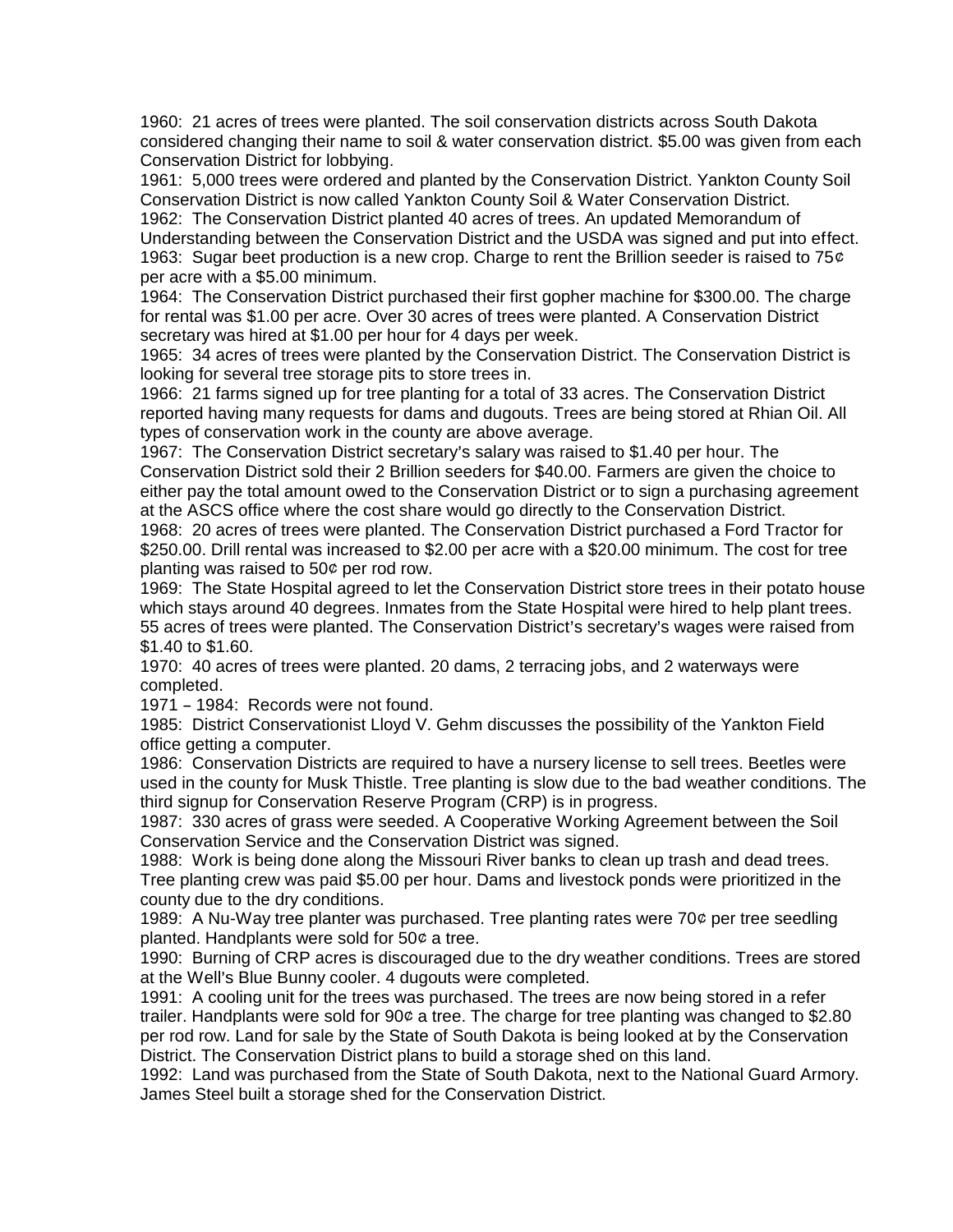1960: 21 acres of trees were planted. The soil conservation districts across South Dakota considered changing their name to soil & water conservation district. $5.00 was given from each Conservation District for lobbying.

1961: 5,000 trees were ordered and planted by the Conservation District. Yankton County Soil Conservation District is now called Yankton County Soil & Water Conservation District.

1962: The Conservation District planted 40 acres of trees. An updated Memorandum of Understanding between the Conservation District and the USDA was signed and put into effect.

1963: Sugar beet production is a new crop. Charge to rent the Brillion seeder is raised to 75¢ per acre with a $5.00 minimum.

1964: The Conservation District purchased their first gopher machine for $300.00. The charge for rental was $1.00 per acre. Over 30 acres of trees were planted. A Conservation District secretary was hired at $1.00 per hour for 4 days per week.

1965: 34 acres of trees were planted by the Conservation District. The Conservation District is looking for several tree storage pits to store trees in.

1966: 21 farms signed up for tree planting for a total of 33 acres. The Conservation District reported having many requests for dams and dugouts. Trees are being stored at Rhian Oil. All types of conservation work in the county are above average.

1967: The Conservation District secretary's salary was raised to $1.40 per hour. The Conservation District sold their 2 Brillion seeders for $40.00. Farmers are given the choice to either pay the total amount owed to the Conservation District or to sign a purchasing agreement at the ASCS office where the cost share would go directly to the Conservation District.

1968: 20 acres of trees were planted. The Conservation District purchased a Ford Tractor for $250.00. Drill rental was increased to $2.00 per acre with a $20.00 minimum. The cost for tree planting was raised to 50¢ per rod row.

1969: The State Hospital agreed to let the Conservation District store trees in their potato house which stays around 40 degrees. Inmates from the State Hospital were hired to help plant trees. 55 acres of trees were planted. The Conservation District's secretary's wages were raised from $1.40 to $1.60.

1970: 40 acres of trees were planted. 20 dams, 2 terracing jobs, and 2 waterways were completed.

1971 – 1984: Records were not found.

1985: District Conservationist Lloyd V. Gehm discusses the possibility of the Yankton Field office getting a computer.

1986: Conservation Districts are required to have a nursery license to sell trees. Beetles were used in the county for Musk Thistle. Tree planting is slow due to the bad weather conditions. The third signup for Conservation Reserve Program (CRP) is in progress.

1987: 330 acres of grass were seeded. A Cooperative Working Agreement between the Soil Conservation Service and the Conservation District was signed.

1988: Work is being done along the Missouri River banks to clean up trash and dead trees. Tree planting crew was paid $5.00 per hour. Dams and livestock ponds were prioritized in the county due to the dry conditions.

1989: A Nu-Way tree planter was purchased. Tree planting rates were 70¢ per tree seedling planted. Handplants were sold for 50¢ a tree.

1990: Burning of CRP acres is discouraged due to the dry weather conditions. Trees are stored at the Well's Blue Bunny cooler. 4 dugouts were completed.

1991: A cooling unit for the trees was purchased. The trees are now being stored in a refer trailer. Handplants were sold for 90¢ a tree. The charge for tree planting was changed to $2.80 per rod row. Land for sale by the State of South Dakota is being looked at by the Conservation District. The Conservation District plans to build a storage shed on this land.

1992: Land was purchased from the State of South Dakota, next to the National Guard Armory. James Steel built a storage shed for the Conservation District.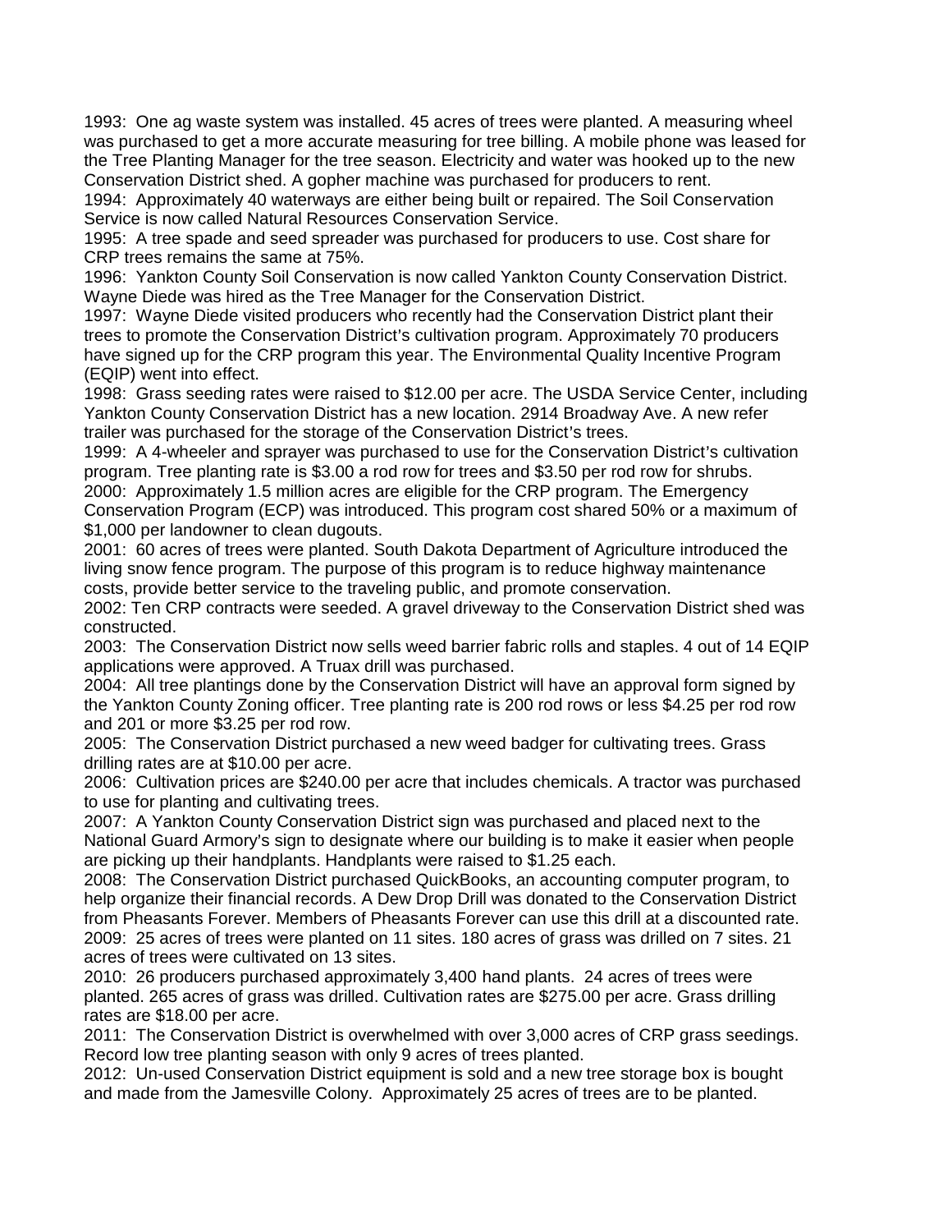1993: One ag waste system was installed. 45 acres of trees were planted. A measuring wheel was purchased to get a more accurate measuring for tree billing. A mobile phone was leased for the Tree Planting Manager for the tree season. Electricity and water was hooked up to the new Conservation District shed. A gopher machine was purchased for producers to rent.

1994: Approximately 40 waterways are either being built or repaired. The Soil Conservation Service is now called Natural Resources Conservation Service.

1995: A tree spade and seed spreader was purchased for producers to use. Cost share for CRP trees remains the same at 75%.

1996: Yankton County Soil Conservation is now called Yankton County Conservation District. Wayne Diede was hired as the Tree Manager for the Conservation District.

1997: Wayne Diede visited producers who recently had the Conservation District plant their trees to promote the Conservation District's cultivation program. Approximately 70 producers have signed up for the CRP program this year. The Environmental Quality Incentive Program (EQIP) went into effect.

1998: Grass seeding rates were raised to $12.00 per acre. The USDA Service Center, including Yankton County Conservation District has a new location. 2914 Broadway Ave. A new refer trailer was purchased for the storage of the Conservation District's trees.

1999: A 4-wheeler and sprayer was purchased to use for the Conservation District's cultivation program. Tree planting rate is $3.00 a rod row for trees and $3.50 per rod row for shrubs.

2000: Approximately 1.5 million acres are eligible for the CRP program. The Emergency Conservation Program (ECP) was introduced. This program cost shared 50% or a maximum of $1,000 per landowner to clean dugouts.

2001: 60 acres of trees were planted. South Dakota Department of Agriculture introduced the living snow fence program. The purpose of this program is to reduce highway maintenance costs, provide better service to the traveling public, and promote conservation.

2002: Ten CRP contracts were seeded. A gravel driveway to the Conservation District shed was constructed.

2003: The Conservation District now sells weed barrier fabric rolls and staples. 4 out of 14 EQIP applications were approved. A Truax drill was purchased.

2004: All tree plantings done by the Conservation District will have an approval form signed by the Yankton County Zoning officer. Tree planting rate is 200 rod rows or less $4.25 per rod row and 201 or more $3.25 per rod row.

2005: The Conservation District purchased a new weed badger for cultivating trees. Grass drilling rates are at $10.00 per acre.

2006: Cultivation prices are $240.00 per acre that includes chemicals. A tractor was purchased to use for planting and cultivating trees.

2007: A Yankton County Conservation District sign was purchased and placed next to the National Guard Armory's sign to designate where our building is to make it easier when people are picking up their handplants. Handplants were raised to $1.25 each.

2008: The Conservation District purchased QuickBooks, an accounting computer program, to help organize their financial records. A Dew Drop Drill was donated to the Conservation District from Pheasants Forever. Members of Pheasants Forever can use this drill at a discounted rate.

2009: 25 acres of trees were planted on 11 sites. 180 acres of grass was drilled on 7 sites. 21 acres of trees were cultivated on 13 sites.

2010: 26 producers purchased approximately 3,400 hand plants. 24 acres of trees were planted. 265 acres of grass was drilled. Cultivation rates are $275.00 per acre. Grass drilling rates are $18.00 per acre.

2011: The Conservation District is overwhelmed with over 3,000 acres of CRP grass seedings. Record low tree planting season with only 9 acres of trees planted.

2012: Un-used Conservation District equipment is sold and a new tree storage box is bought and made from the Jamesville Colony. Approximately 25 acres of trees are to be planted.